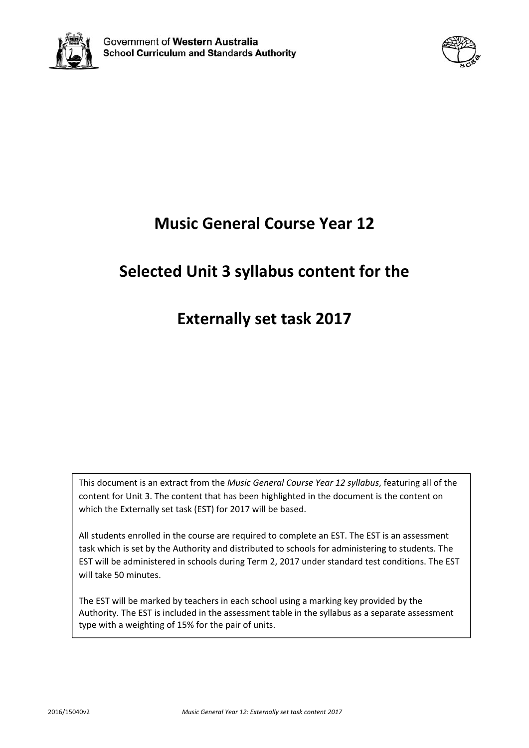Government of **Western Australia**
**School Curriculum and Standards Authority**

# Music General Course Year 12

# Selected Unit 3 syllabus content for the

# Externally set task 2017

This document is an extract from the *Music General Course Year 12 syllabus*, featuring all of the content for Unit 3. The content that has been highlighted in the document is the content on which the Externally set task (EST) for 2017 will be based.

All students enrolled in the course are required to complete an EST. The EST is an assessment task which is set by the Authority and distributed to schools for administering to students. The EST will be administered in schools during Term 2, 2017 under standard test conditions. The EST will take 50 minutes.

The EST will be marked by teachers in each school using a marking key provided by the Authority. The EST is included in the assessment table in the syllabus as a separate assessment type with a weighting of 15% for the pair of units.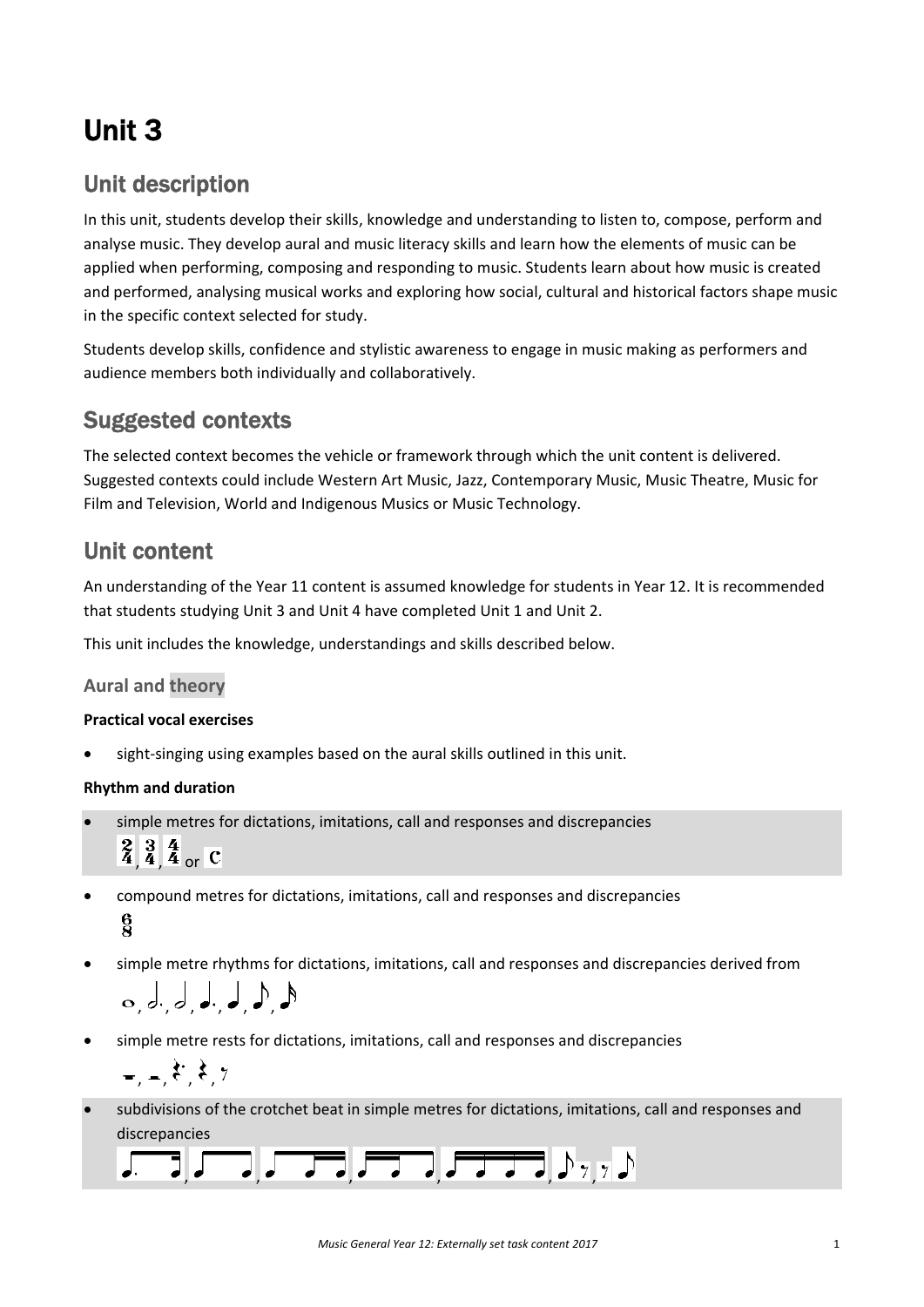# Unit 3

## Unit description

In this unit, students develop their skills, knowledge and understanding to listen to, compose, perform and analyse music. They develop aural and music literacy skills and learn how the elements of music can be applied when performing, composing and responding to music. Students learn about how music is created and performed, analysing musical works and exploring how social, cultural and historical factors shape music in the specific context selected for study.

Students develop skills, confidence and stylistic awareness to engage in music making as performers and audience members both individually and collaboratively.

## Suggested contexts

The selected context becomes the vehicle or framework through which the unit content is delivered. Suggested contexts could include Western Art Music, Jazz, Contemporary Music, Music Theatre, Music for Film and Television, World and Indigenous Musics or Music Technology.

## Unit content

An understanding of the Year 11 content is assumed knowledge for students in Year 12. It is recommended that students studying Unit 3 and Unit 4 have completed Unit 1 and Unit 2.

This unit includes the knowledge, understandings and skills described below.

### Aural and theory

**Practical vocal exercises**

- sight-singing using examples based on the aural skills outlined in this unit.

**Rhythm and duration**

- simple metres for dictations, imitations, call and responses and discrepancies 2/4, 3/4, 4/4 or C
- compound metres for dictations, imitations, call and responses and discrepancies 6/8
- simple metre rhythms for dictations, imitations, call and responses and discrepancies derived from 𝅝, 𝅗𝅥., 𝅗𝅥, ♩., ♩, ♪, 𝅘𝅥𝅯
- simple metre rests for dictations, imitations, call and responses and discrepancies 𝄻, 𝄼, 𝄽., 𝄽, 𝄾
- subdivisions of the crotchet beat in simple metres for dictations, imitations, call and responses and discrepancies ♪. 𝅘𝅥𝅯, ♪ ♪, ♪ 𝅘𝅥𝅯 𝅘𝅥𝅯, 𝅘𝅥𝅯 𝅘𝅥𝅯 ♪, 𝅘𝅥𝅯 𝅘𝅥𝅯 𝅘𝅥𝅯 𝅘𝅥𝅯, ♪ 𝄾, 𝄾 ♪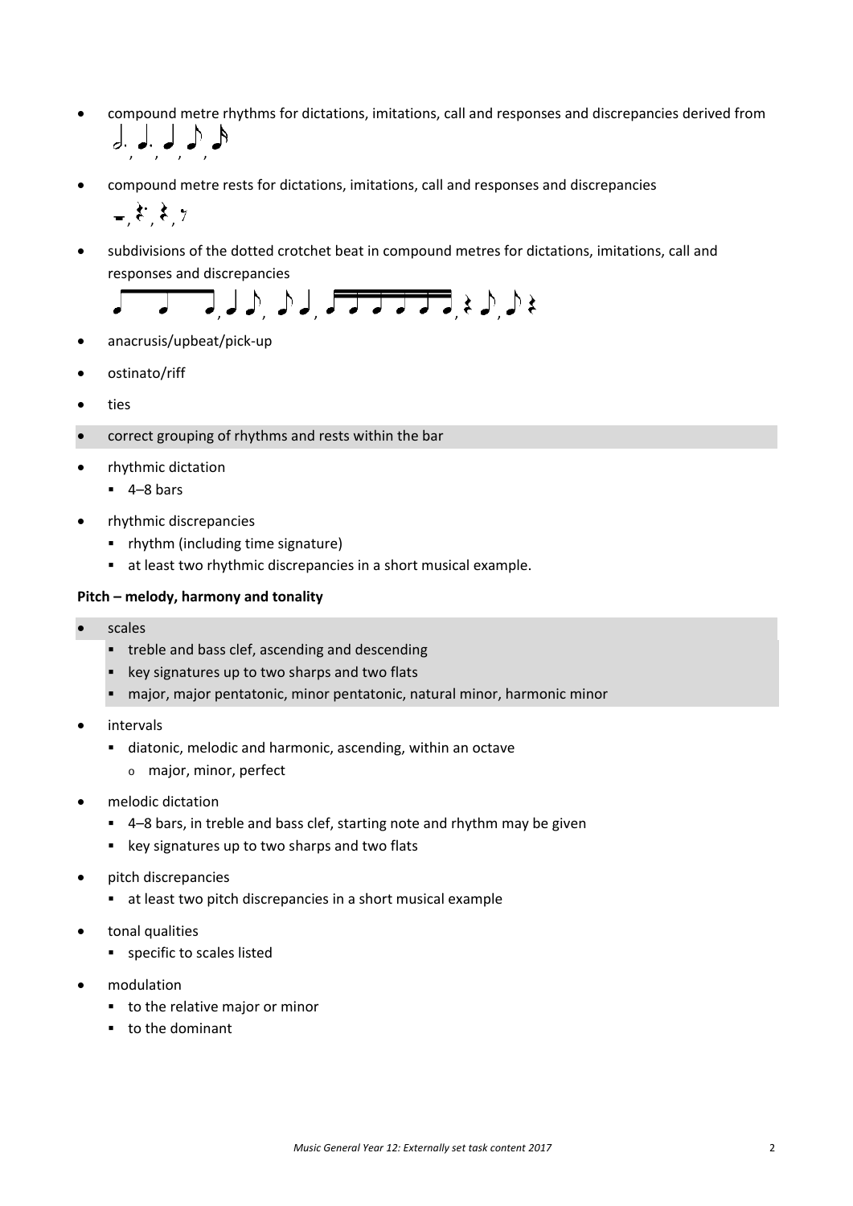- compound metre rhythms for dictations, imitations, call and responses and discrepancies derived from 𝅗𝅥. , ♩. , ♩ , ♪ , 𝅘𝅥𝅯
- compound metre rests for dictations, imitations, call and responses and discrepancies 𝄼 , 𝄽. , 𝄽 , 𝄾
- subdivisions of the dotted crotchet beat in compound metres for dictations, imitations, call and responses and discrepancies
- anacrusis/upbeat/pick-up
- ostinato/riff
- ties
- correct grouping of rhythms and rests within the bar
- rhythmic dictation
  - 4–8 bars
- rhythmic discrepancies
  - rhythm (including time signature)
  - at least two rhythmic discrepancies in a short musical example.

**Pitch – melody, harmony and tonality**

- scales
  - treble and bass clef, ascending and descending
  - key signatures up to two sharps and two flats
  - major, major pentatonic, minor pentatonic, natural minor, harmonic minor
- intervals
  - diatonic, melodic and harmonic, ascending, within an octave
    - major, minor, perfect
- melodic dictation
  - 4–8 bars, in treble and bass clef, starting note and rhythm may be given
  - key signatures up to two sharps and two flats
- pitch discrepancies
  - at least two pitch discrepancies in a short musical example
- tonal qualities
  - specific to scales listed
- modulation
  - to the relative major or minor
  - to the dominant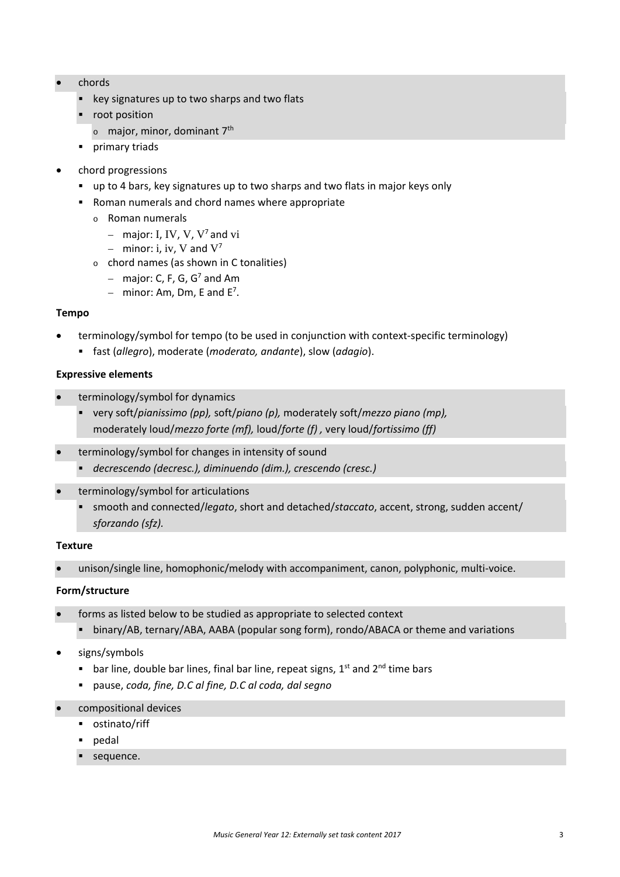- chords
  - key signatures up to two sharps and two flats
  - root position
    - major, minor, dominant 7$^{th}$
  - primary triads
- chord progressions
  - up to 4 bars, key signatures up to two sharps and two flats in major keys only
  - Roman numerals and chord names where appropriate
    - Roman numerals
      - major: I, IV, V, V$^7$ and vi
      - minor: i, iv, V and V$^7$
    - chord names (as shown in C tonalities)
      - major: C, F, G, G$^7$ and Am
      - minor: Am, Dm, E and E$^7$.

**Tempo**

- terminology/symbol for tempo (to be used in conjunction with context-specific terminology)
  - fast (*allegro*), moderate (*moderato, andante*), slow (*adagio*).

**Expressive elements**

- terminology/symbol for dynamics
  - very soft/*pianissimo (pp),* soft/*piano (p),* moderately soft/*mezzo piano (mp),* moderately loud/*mezzo forte (mf),* loud/*forte (f)* , very loud/*fortissimo (ff)*
- terminology/symbol for changes in intensity of sound
  - *decrescendo (decresc.), diminuendo (dim.), crescendo (cresc.)*
- terminology/symbol for articulations
  - smooth and connected/*legato*, short and detached/*staccato*, accent, strong, sudden accent/ *sforzando (sfz).*

**Texture**

- unison/single line, homophonic/melody with accompaniment, canon, polyphonic, multi-voice.

**Form/structure**

- forms as listed below to be studied as appropriate to selected context
  - binary/AB, ternary/ABA, AABA (popular song form), rondo/ABACA or theme and variations
- signs/symbols
  - bar line, double bar lines, final bar line, repeat signs, 1$^{st}$ and 2$^{nd}$ time bars
  - pause, *coda, fine, D.C al fine, D.C al coda, dal segno*
- compositional devices
  - ostinato/riff
  - pedal
  - sequence.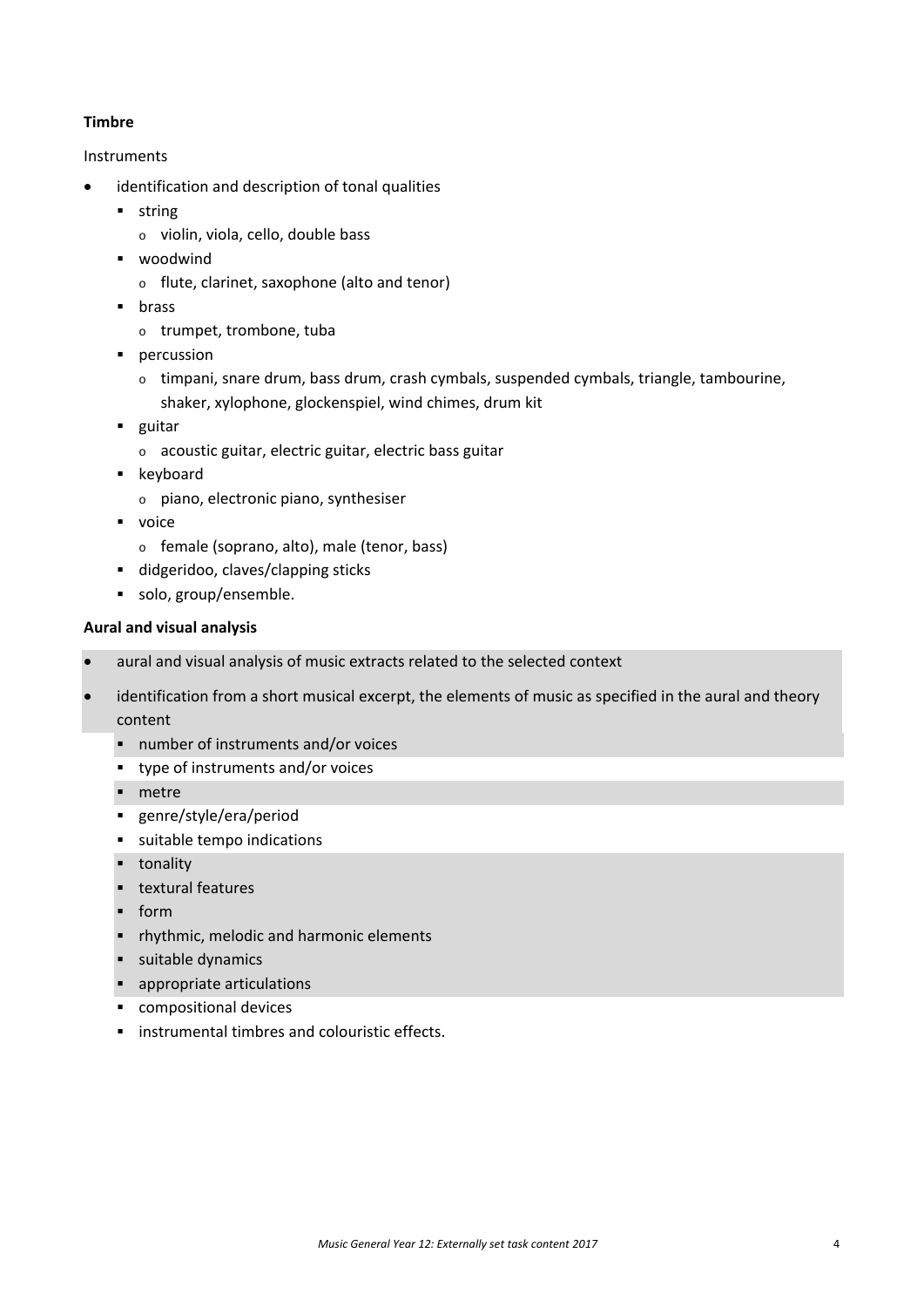**Timbre**

Instruments

- identification and description of tonal qualities
  - string
    - violin, viola, cello, double bass
  - woodwind
    - flute, clarinet, saxophone (alto and tenor)
  - brass
    - trumpet, trombone, tuba
  - percussion
    - timpani, snare drum, bass drum, crash cymbals, suspended cymbals, triangle, tambourine, shaker, xylophone, glockenspiel, wind chimes, drum kit
  - guitar
    - acoustic guitar, electric guitar, electric bass guitar
  - keyboard
    - piano, electronic piano, synthesiser
  - voice
    - female (soprano, alto), male (tenor, bass)
  - didgeridoo, claves/clapping sticks
  - solo, group/ensemble.

**Aural and visual analysis**

- aural and visual analysis of music extracts related to the selected context
- identification from a short musical excerpt, the elements of music as specified in the aural and theory content
  - number of instruments and/or voices
  - type of instruments and/or voices
  - metre
  - genre/style/era/period
  - suitable tempo indications
  - tonality
  - textural features
  - form
  - rhythmic, melodic and harmonic elements
  - suitable dynamics
  - appropriate articulations
  - compositional devices
  - instrumental timbres and colouristic effects.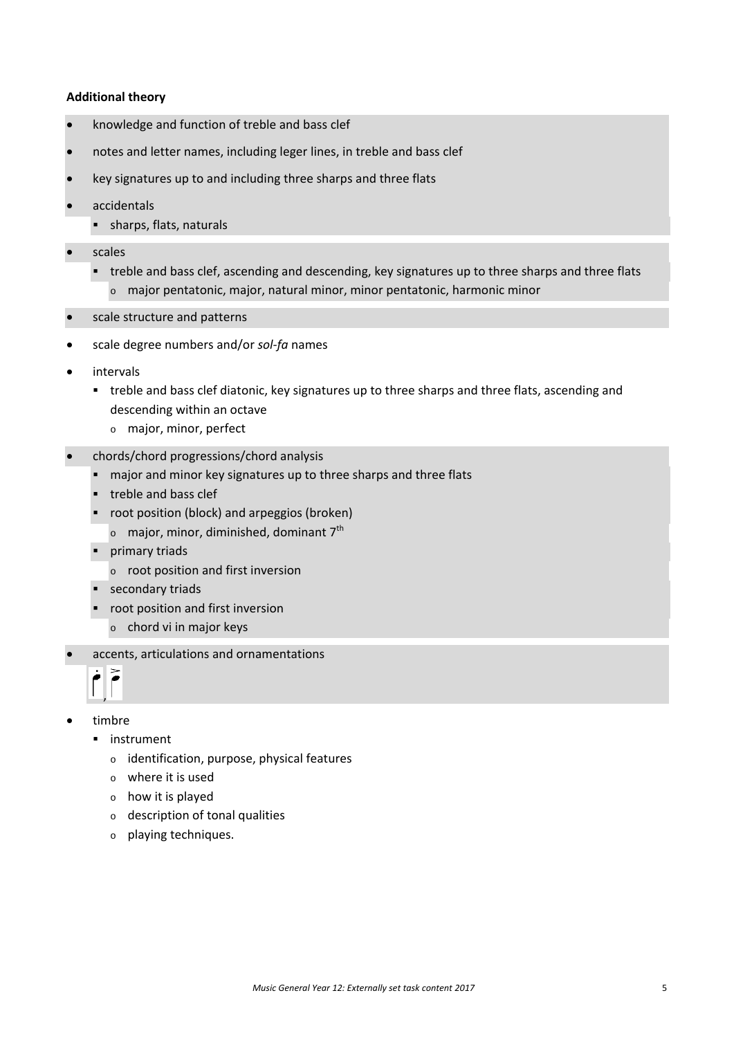**Additional theory**

- knowledge and function of treble and bass clef
- notes and letter names, including leger lines, in treble and bass clef
- key signatures up to and including three sharps and three flats
- accidentals
  - sharps, flats, naturals
- scales
  - treble and bass clef, ascending and descending, key signatures up to three sharps and three flats
    - major pentatonic, major, natural minor, minor pentatonic, harmonic minor
- scale structure and patterns
- scale degree numbers and/or *sol-fa* names
- intervals
  - treble and bass clef diatonic, key signatures up to three sharps and three flats, ascending and descending within an octave
    - major, minor, perfect
- chords/chord progressions/chord analysis
  - major and minor key signatures up to three sharps and three flats
  - treble and bass clef
  - root position (block) and arpeggios (broken)
    - major, minor, diminished, dominant 7th
  - primary triads
    - root position and first inversion
  - secondary triads
  - root position and first inversion
    - chord vi in major keys
- accents, articulations and ornamentations

- timbre
  - instrument
    - identification, purpose, physical features
    - where it is used
    - how it is played
    - description of tonal qualities
    - playing techniques.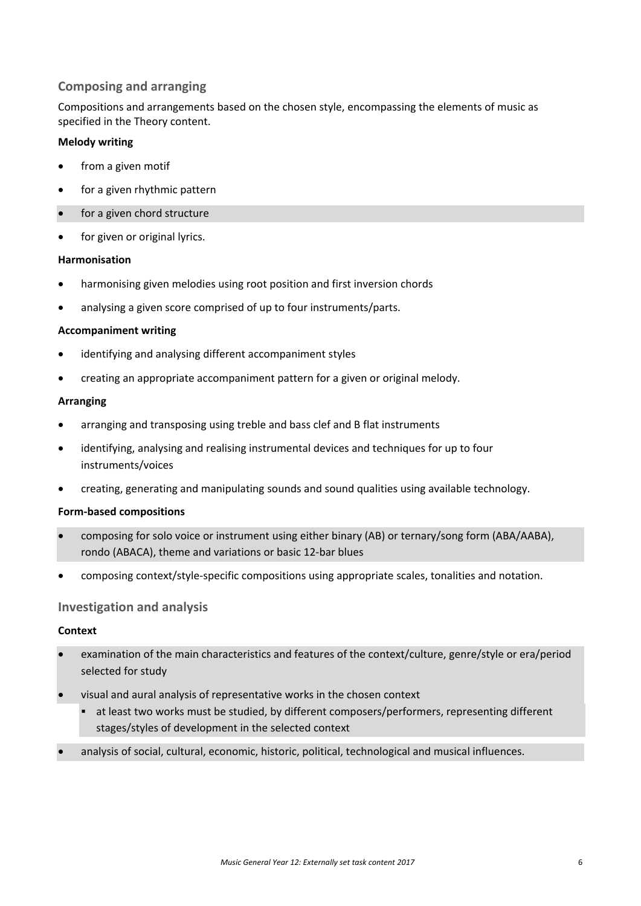## Composing and arranging

Compositions and arrangements based on the chosen style, encompassing the elements of music as specified in the Theory content.

**Melody writing**

- from a given motif
- for a given rhythmic pattern
- for a given chord structure
- for given or original lyrics.

**Harmonisation**

- harmonising given melodies using root position and first inversion chords
- analysing a given score comprised of up to four instruments/parts.

**Accompaniment writing**

- identifying and analysing different accompaniment styles
- creating an appropriate accompaniment pattern for a given or original melody.

**Arranging**

- arranging and transposing using treble and bass clef and B flat instruments
- identifying, analysing and realising instrumental devices and techniques for up to four instruments/voices
- creating, generating and manipulating sounds and sound qualities using available technology.

**Form-based compositions**

- composing for solo voice or instrument using either binary (AB) or ternary/song form (ABA/AABA), rondo (ABACA), theme and variations or basic 12-bar blues
- composing context/style-specific compositions using appropriate scales, tonalities and notation.

## Investigation and analysis

**Context**

- examination of the main characteristics and features of the context/culture, genre/style or era/period selected for study
- visual and aural analysis of representative works in the chosen context
  - at least two works must be studied, by different composers/performers, representing different stages/styles of development in the selected context
- analysis of social, cultural, economic, historic, political, technological and musical influences.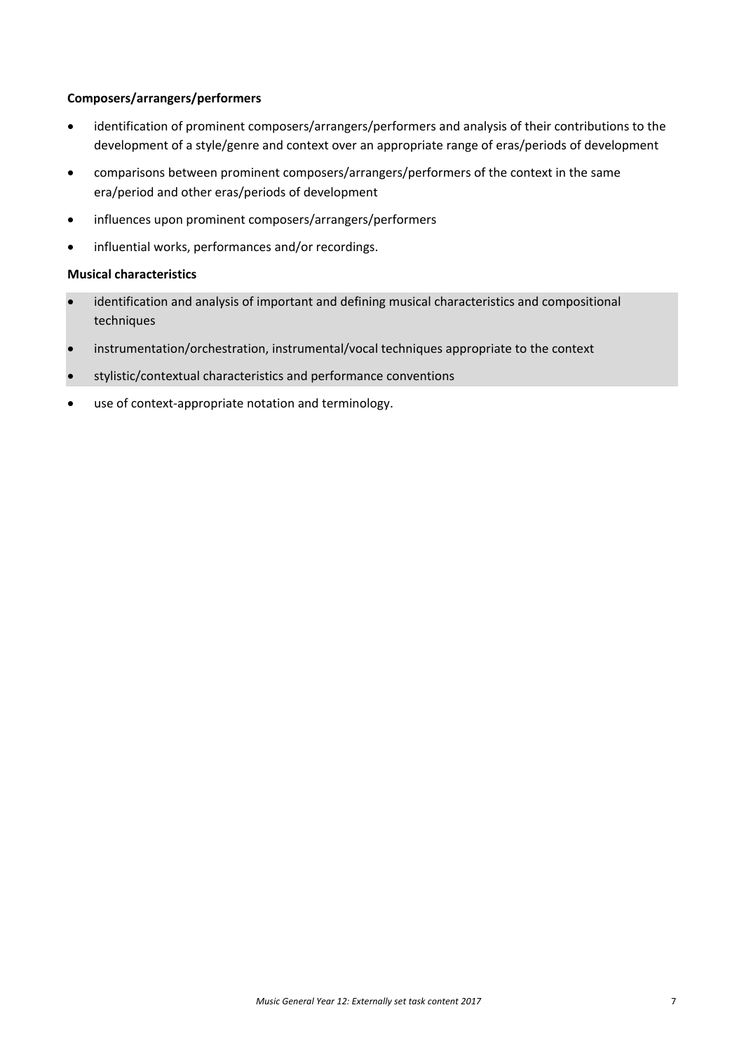**Composers/arrangers/performers**

- identification of prominent composers/arrangers/performers and analysis of their contributions to the development of a style/genre and context over an appropriate range of eras/periods of development
- comparisons between prominent composers/arrangers/performers of the context in the same era/period and other eras/periods of development
- influences upon prominent composers/arrangers/performers
- influential works, performances and/or recordings.

**Musical characteristics**

- identification and analysis of important and defining musical characteristics and compositional techniques
- instrumentation/orchestration, instrumental/vocal techniques appropriate to the context
- stylistic/contextual characteristics and performance conventions
- use of context-appropriate notation and terminology.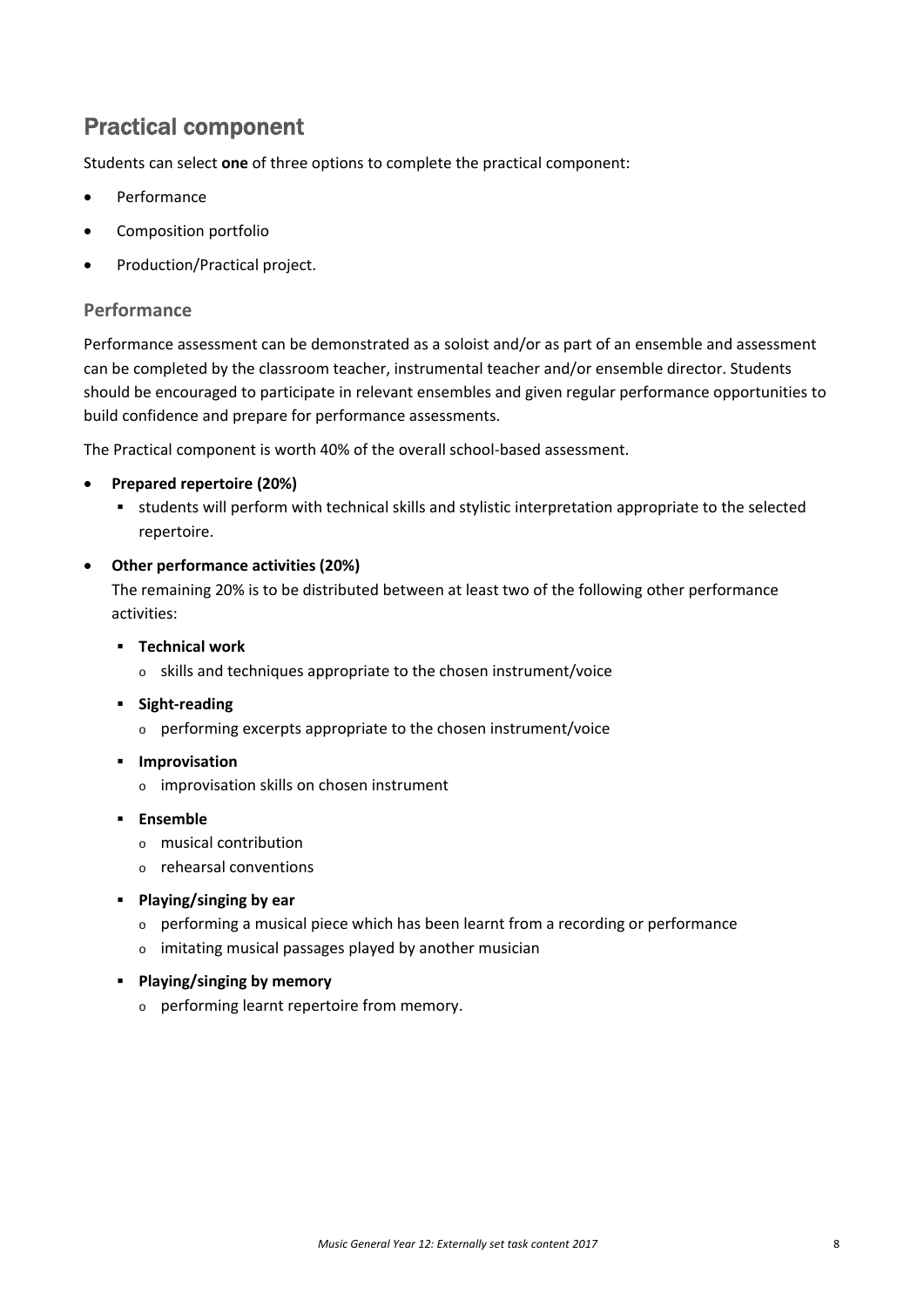## Practical component

Students can select **one** of three options to complete the practical component:

- Performance
- Composition portfolio
- Production/Practical project.

### Performance

Performance assessment can be demonstrated as a soloist and/or as part of an ensemble and assessment can be completed by the classroom teacher, instrumental teacher and/or ensemble director. Students should be encouraged to participate in relevant ensembles and given regular performance opportunities to build confidence and prepare for performance assessments.

The Practical component is worth 40% of the overall school-based assessment.

- **Prepared repertoire (20%)**
  - students will perform with technical skills and stylistic interpretation appropriate to the selected repertoire.
- **Other performance activities (20%)**
  The remaining 20% is to be distributed between at least two of the following other performance activities:
  - **Technical work**
    - skills and techniques appropriate to the chosen instrument/voice
  - **Sight-reading**
    - performing excerpts appropriate to the chosen instrument/voice
  - **Improvisation**
    - improvisation skills on chosen instrument
  - **Ensemble**
    - musical contribution
    - rehearsal conventions
  - **Playing/singing by ear**
    - performing a musical piece which has been learnt from a recording or performance
    - imitating musical passages played by another musician
  - **Playing/singing by memory**
    - performing learnt repertoire from memory.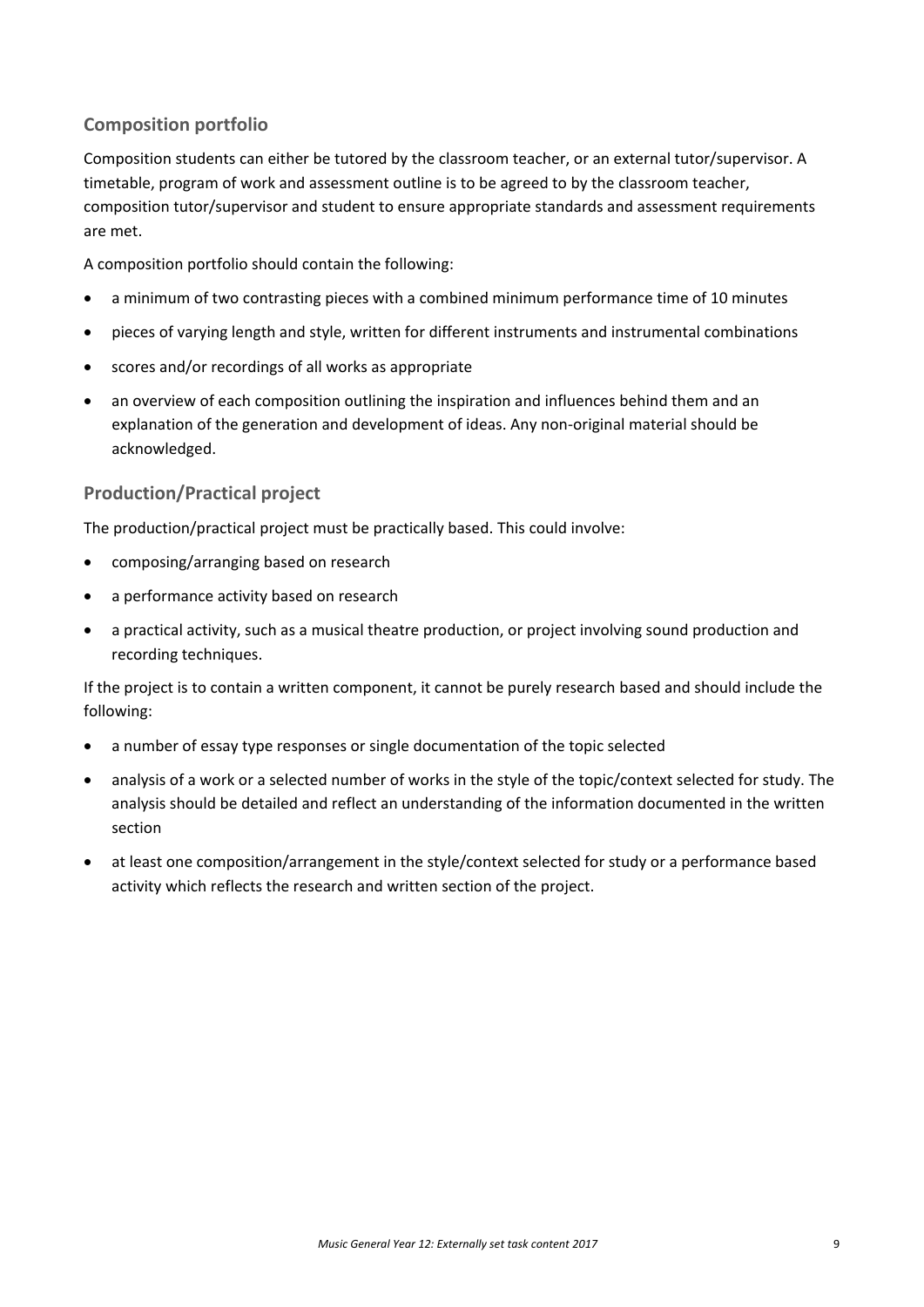## Composition portfolio

Composition students can either be tutored by the classroom teacher, or an external tutor/supervisor. A timetable, program of work and assessment outline is to be agreed to by the classroom teacher, composition tutor/supervisor and student to ensure appropriate standards and assessment requirements are met.

A composition portfolio should contain the following:

- a minimum of two contrasting pieces with a combined minimum performance time of 10 minutes
- pieces of varying length and style, written for different instruments and instrumental combinations
- scores and/or recordings of all works as appropriate
- an overview of each composition outlining the inspiration and influences behind them and an explanation of the generation and development of ideas. Any non-original material should be acknowledged.

## Production/Practical project

The production/practical project must be practically based. This could involve:

- composing/arranging based on research
- a performance activity based on research
- a practical activity, such as a musical theatre production, or project involving sound production and recording techniques.

If the project is to contain a written component, it cannot be purely research based and should include the following:

- a number of essay type responses or single documentation of the topic selected
- analysis of a work or a selected number of works in the style of the topic/context selected for study. The analysis should be detailed and reflect an understanding of the information documented in the written section
- at least one composition/arrangement in the style/context selected for study or a performance based activity which reflects the research and written section of the project.